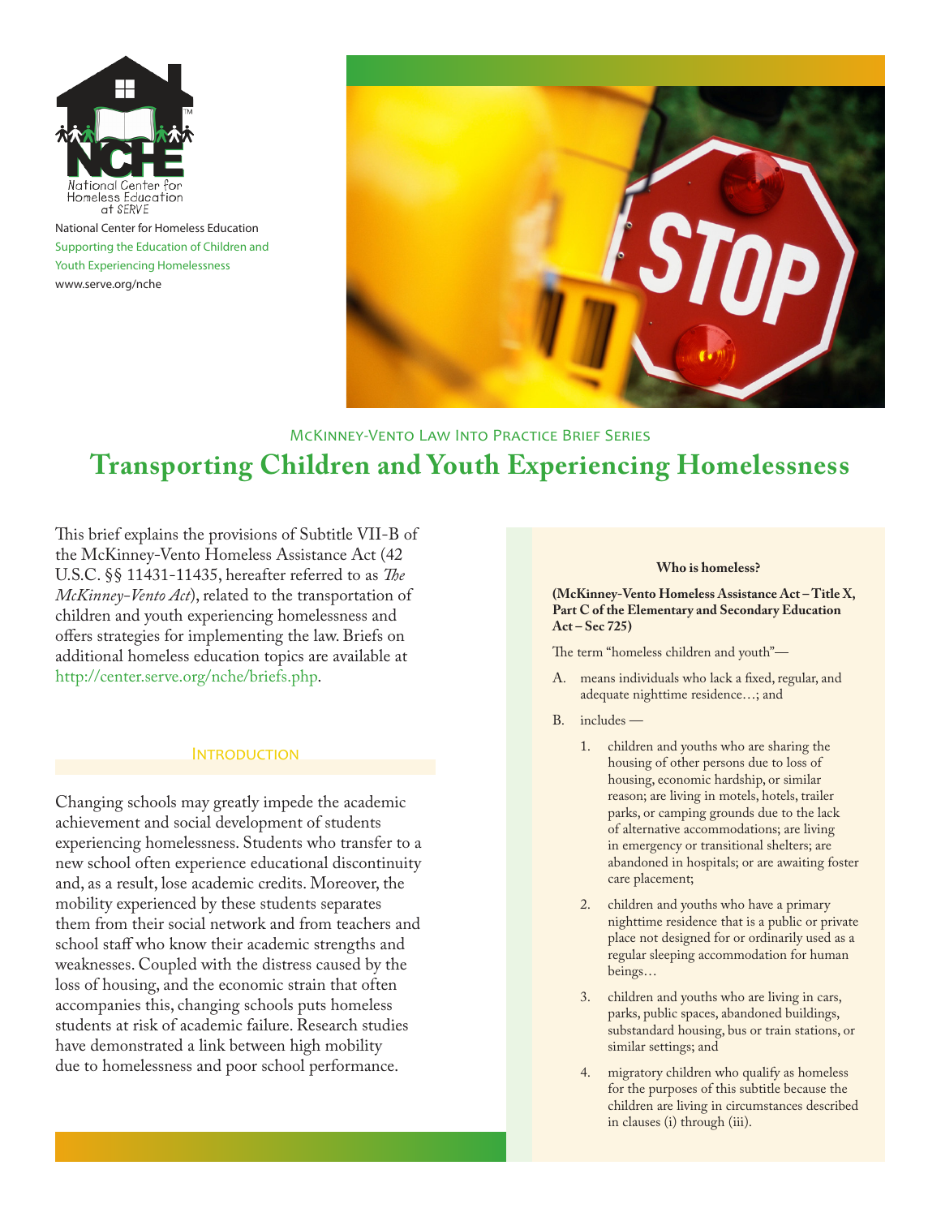National Center for Homeless Education

Supporting the Education of Children and Youth Experiencing Homelessness

www.serve.org/nche

McKinney-Vento Law Into Practice Brief Series

# Transporting Children and Youth Experiencing Homelessness

This brief explains the provisions of Subtitle VII-B of the McKinney-Vento Homeless Assistance Act (42 U.S.C. §§ 11431-11435, hereafter referred to as *The McKinney-Vento Act*), related to the transportation of children and youth experiencing homelessness and offers strategies for implementing the law. Briefs on additional homeless education topics are available at http://center.serve.org/nche/briefs.php.

## Introduction

Changing schools may greatly impede the academic achievement and social development of students experiencing homelessness. Students who transfer to a new school often experience educational discontinuity and, as a result, lose academic credits. Moreover, the mobility experienced by these students separates them from their social network and from teachers and school staff who know their academic strengths and weaknesses. Coupled with the distress caused by the loss of housing, and the economic strain that often accompanies this, changing schools puts homeless students at risk of academic failure. Research studies have demonstrated a link between high mobility due to homelessness and poor school performance.

**Who is homeless?**

**(McKinney-Vento Homeless Assistance Act – Title X, Part C of the Elementary and Secondary Education Act – Sec 725)**

The term "homeless children and youth"—

A. means individuals who lack a fixed, regular, and adequate nighttime residence…; and

B. includes —

1. children and youths who are sharing the housing of other persons due to loss of housing, economic hardship, or similar reason; are living in motels, hotels, trailer parks, or camping grounds due to the lack of alternative accommodations; are living in emergency or transitional shelters; are abandoned in hospitals; or are awaiting foster care placement;
2. children and youths who have a primary nighttime residence that is a public or private place not designed for or ordinarily used as a regular sleeping accommodation for human beings…
3. children and youths who are living in cars, parks, public spaces, abandoned buildings, substandard housing, bus or train stations, or similar settings; and
4. migratory children who qualify as homeless for the purposes of this subtitle because the children are living in circumstances described in clauses (i) through (iii).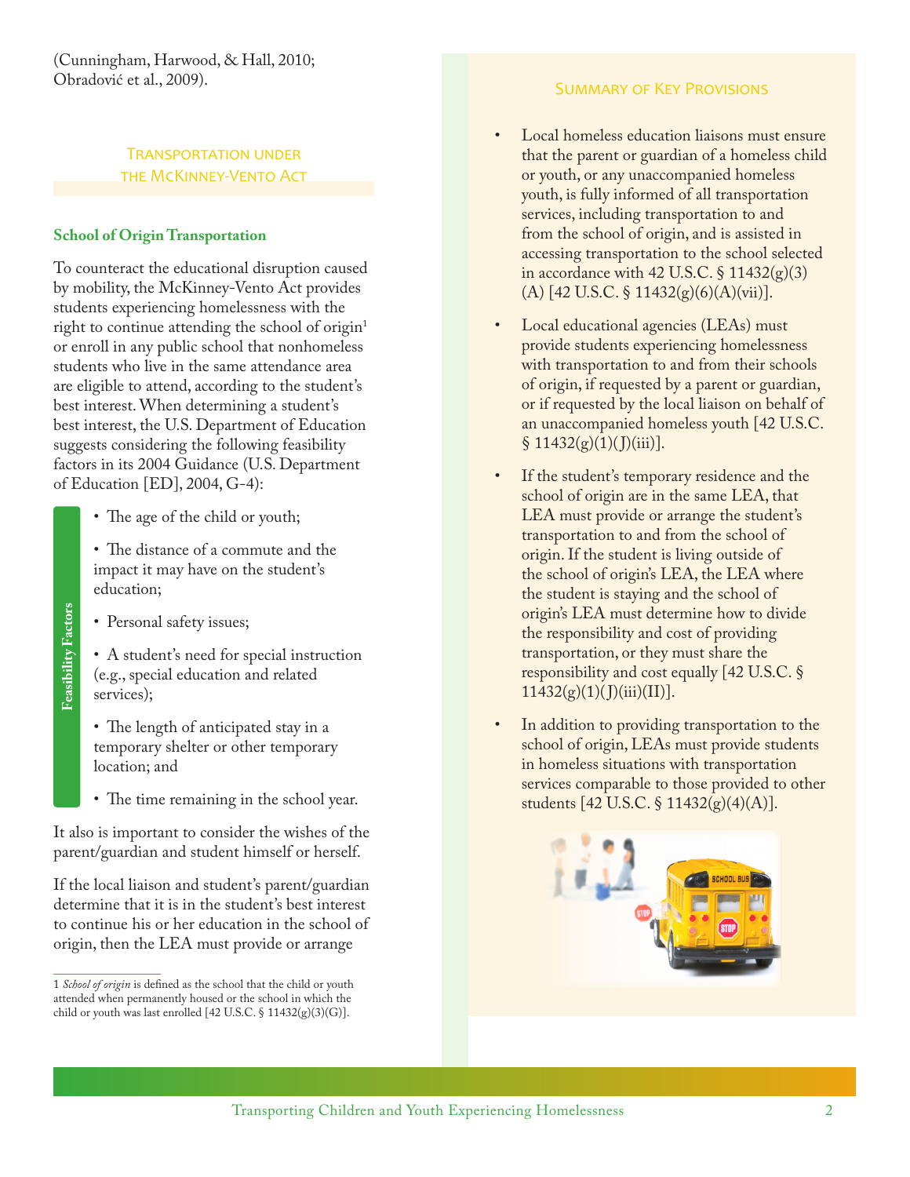(Cunningham, Harwood, & Hall, 2010; Obradović et al., 2009).

## Transportation under the McKinney-Vento Act

### School of Origin Transportation

To counteract the educational disruption caused by mobility, the McKinney-Vento Act provides students experiencing homelessness with the right to continue attending the school of origin[1] or enroll in any public school that nonhomeless students who live in the same attendance area are eligible to attend, according to the student's best interest. When determining a student's best interest, the U.S. Department of Education suggests considering the following feasibility factors in its 2004 Guidance (U.S. Department of Education [ED], 2004, G-4):

**Feasibility Factors**

- The age of the child or youth;
- The distance of a commute and the impact it may have on the student's education;
- Personal safety issues;
- A student's need for special instruction (e.g., special education and related services);
- The length of anticipated stay in a temporary shelter or other temporary location; and
- The time remaining in the school year.

It also is important to consider the wishes of the parent/guardian and student himself or herself.

If the local liaison and student's parent/guardian determine that it is in the student's best interest to continue his or her education in the school of origin, then the LEA must provide or arrange

1 *School of origin* is defined as the school that the child or youth attended when permanently housed or the school in which the child or youth was last enrolled [42 U.S.C. § 11432(g)(3)(G)].

## Summary of Key Provisions

- Local homeless education liaisons must ensure that the parent or guardian of a homeless child or youth, or any unaccompanied homeless youth, is fully informed of all transportation services, including transportation to and from the school of origin, and is assisted in accessing transportation to the school selected in accordance with 42 U.S.C. § 11432(g)(3)(A) [42 U.S.C. § 11432(g)(6)(A)(vii)].
- Local educational agencies (LEAs) must provide students experiencing homelessness with transportation to and from their schools of origin, if requested by a parent or guardian, or if requested by the local liaison on behalf of an unaccompanied homeless youth [42 U.S.C. § 11432(g)(1)(J)(iii)].
- If the student's temporary residence and the school of origin are in the same LEA, that LEA must provide or arrange the student's transportation to and from the school of origin. If the student is living outside of the school of origin's LEA, the LEA where the student is staying and the school of origin's LEA must determine how to divide the responsibility and cost of providing transportation, or they must share the responsibility and cost equally [42 U.S.C. § 11432(g)(1)(J)(iii)(II)].
- In addition to providing transportation to the school of origin, LEAs must provide students in homeless situations with transportation services comparable to those provided to other students [42 U.S.C. § 11432(g)(4)(A)].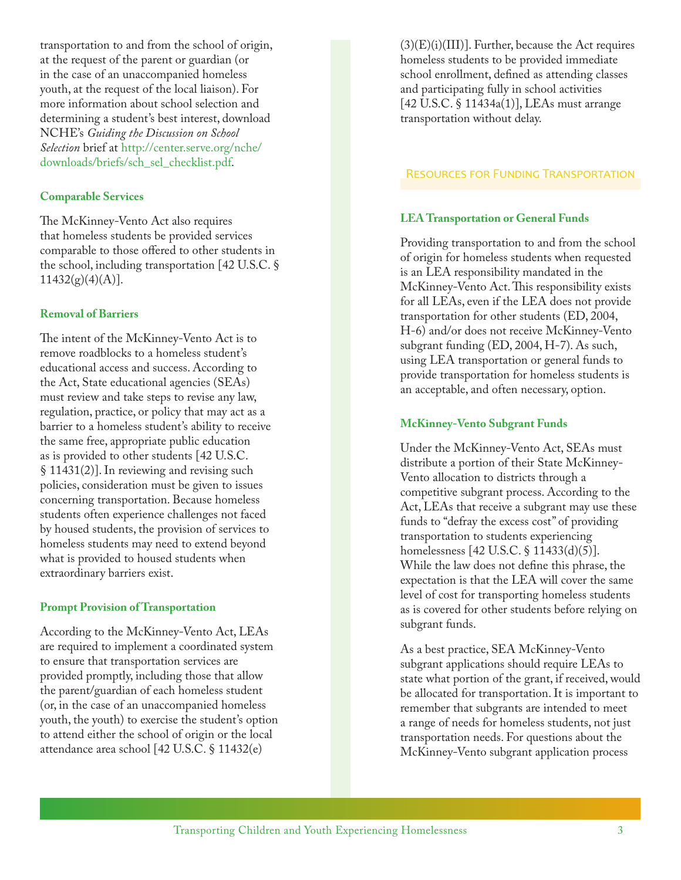transportation to and from the school of origin, at the request of the parent or guardian (or in the case of an unaccompanied homeless youth, at the request of the local liaison). For more information about school selection and determining a student's best interest, download NCHE's *Guiding the Discussion on School Selection* brief at http://center.serve.org/nche/downloads/briefs/sch_sel_checklist.pdf.

### Comparable Services

The McKinney-Vento Act also requires that homeless students be provided services comparable to those offered to other students in the school, including transportation [42 U.S.C. § 11432(g)(4)(A)].

### Removal of Barriers

The intent of the McKinney-Vento Act is to remove roadblocks to a homeless student's educational access and success. According to the Act, State educational agencies (SEAs) must review and take steps to revise any law, regulation, practice, or policy that may act as a barrier to a homeless student's ability to receive the same free, appropriate public education as is provided to other students [42 U.S.C. § 11431(2)]. In reviewing and revising such policies, consideration must be given to issues concerning transportation. Because homeless students often experience challenges not faced by housed students, the provision of services to homeless students may need to extend beyond what is provided to housed students when extraordinary barriers exist.

### Prompt Provision of Transportation

According to the McKinney-Vento Act, LEAs are required to implement a coordinated system to ensure that transportation services are provided promptly, including those that allow the parent/guardian of each homeless student (or, in the case of an unaccompanied homeless youth, the youth) to exercise the student's option to attend either the school of origin or the local attendance area school [42 U.S.C. § 11432(e)(3)(E)(i)(III)]. Further, because the Act requires homeless students to be provided immediate school enrollment, defined as attending classes and participating fully in school activities [42 U.S.C. § 11434a(1)], LEAs must arrange transportation without delay.

## Resources for Funding Transportation

### LEA Transportation or General Funds

Providing transportation to and from the school of origin for homeless students when requested is an LEA responsibility mandated in the McKinney-Vento Act. This responsibility exists for all LEAs, even if the LEA does not provide transportation for other students (ED, 2004, H-6) and/or does not receive McKinney-Vento subgrant funding (ED, 2004, H-7). As such, using LEA transportation or general funds to provide transportation for homeless students is an acceptable, and often necessary, option.

### McKinney-Vento Subgrant Funds

Under the McKinney-Vento Act, SEAs must distribute a portion of their State McKinney-Vento allocation to districts through a competitive subgrant process. According to the Act, LEAs that receive a subgrant may use these funds to "defray the excess cost" of providing transportation to students experiencing homelessness [42 U.S.C. § 11433(d)(5)]. While the law does not define this phrase, the expectation is that the LEA will cover the same level of cost for transporting homeless students as is covered for other students before relying on subgrant funds.

As a best practice, SEA McKinney-Vento subgrant applications should require LEAs to state what portion of the grant, if received, would be allocated for transportation. It is important to remember that subgrants are intended to meet a range of needs for homeless students, not just transportation needs. For questions about the McKinney-Vento subgrant application process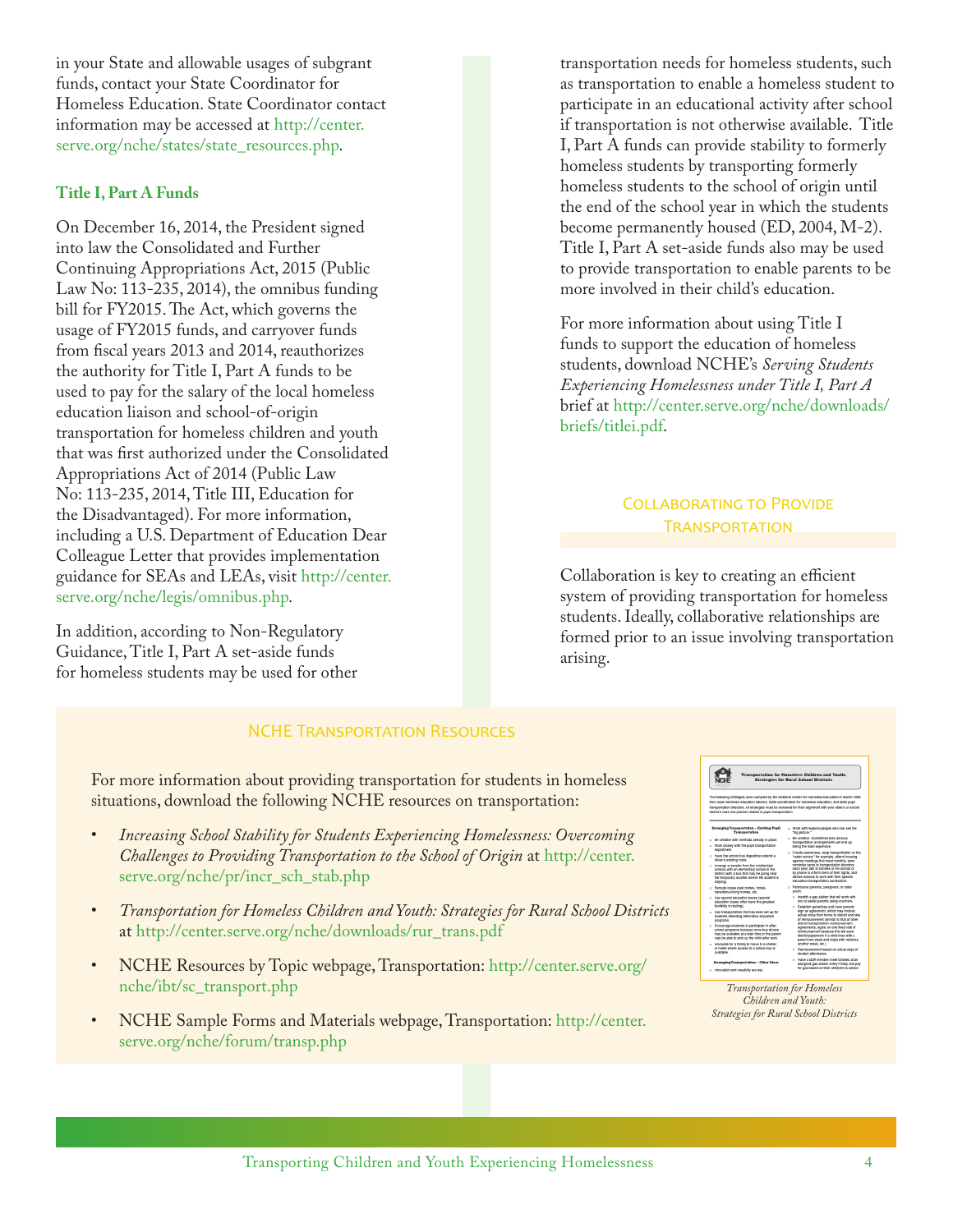in your State and allowable usages of subgrant funds, contact your State Coordinator for Homeless Education. State Coordinator contact information may be accessed at http://center.serve.org/nche/states/state_resources.php.

### Title I, Part A Funds

On December 16, 2014, the President signed into law the Consolidated and Further Continuing Appropriations Act, 2015 (Public Law No: 113-235, 2014), the omnibus funding bill for FY2015. The Act, which governs the usage of FY2015 funds, and carryover funds from fiscal years 2013 and 2014, reauthorizes the authority for Title I, Part A funds to be used to pay for the salary of the local homeless education liaison and school-of-origin transportation for homeless children and youth that was first authorized under the Consolidated Appropriations Act of 2014 (Public Law No: 113-235, 2014, Title III, Education for the Disadvantaged). For more information, including a U.S. Department of Education Dear Colleague Letter that provides implementation guidance for SEAs and LEAs, visit http://center.serve.org/nche/legis/omnibus.php.

In addition, according to Non-Regulatory Guidance, Title I, Part A set-aside funds for homeless students may be used for other transportation needs for homeless students, such as transportation to enable a homeless student to participate in an educational activity after school if transportation is not otherwise available. Title I, Part A funds can provide stability to formerly homeless students by transporting formerly homeless students to the school of origin until the end of the school year in which the students become permanently housed (ED, 2004, M-2). Title I, Part A set-aside funds also may be used to provide transportation to enable parents to be more involved in their child's education.

For more information about using Title I funds to support the education of homeless students, download NCHE's *Serving Students Experiencing Homelessness under Title I, Part A* brief at http://center.serve.org/nche/downloads/briefs/titlei.pdf.

## Collaborating to Provide Transportation

Collaboration is key to creating an efficient system of providing transportation for homeless students. Ideally, collaborative relationships are formed prior to an issue involving transportation arising.

### NCHE Transportation Resources

For more information about providing transportation for students in homeless situations, download the following NCHE resources on transportation:

- *Increasing School Stability for Students Experiencing Homelessness: Overcoming Challenges to Providing Transportation to the School of Origin* at http://center.serve.org/nche/pr/incr_sch_stab.php
- *Transportation for Homeless Children and Youth: Strategies for Rural School Districts* at http://center.serve.org/nche/downloads/rur_trans.pdf
- NCHE Resources by Topic webpage, Transportation: http://center.serve.org/nche/ibt/sc_transport.php
- NCHE Sample Forms and Materials webpage, Transportation: http://center.serve.org/nche/forum/transp.php

*Transportation for Homeless Children and Youth: Strategies for Rural School Districts*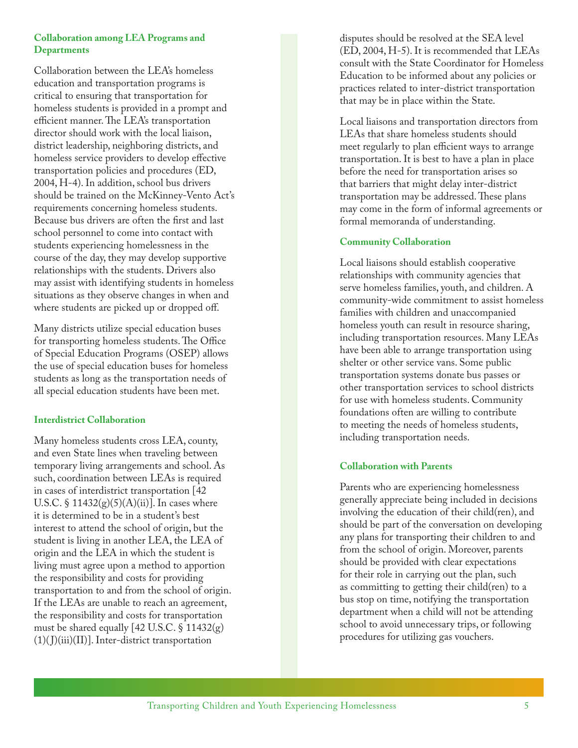### Collaboration among LEA Programs and Departments

Collaboration between the LEA's homeless education and transportation programs is critical to ensuring that transportation for homeless students is provided in a prompt and efficient manner. The LEA's transportation director should work with the local liaison, district leadership, neighboring districts, and homeless service providers to develop effective transportation policies and procedures (ED, 2004, H-4). In addition, school bus drivers should be trained on the McKinney-Vento Act's requirements concerning homeless students. Because bus drivers are often the first and last school personnel to come into contact with students experiencing homelessness in the course of the day, they may develop supportive relationships with the students. Drivers also may assist with identifying students in homeless situations as they observe changes in when and where students are picked up or dropped off.

Many districts utilize special education buses for transporting homeless students. The Office of Special Education Programs (OSEP) allows the use of special education buses for homeless students as long as the transportation needs of all special education students have been met.

### Interdistrict Collaboration

Many homeless students cross LEA, county, and even State lines when traveling between temporary living arrangements and school. As such, coordination between LEAs is required in cases of interdistrict transportation [42 U.S.C. § 11432(g)(5)(A)(ii)]. In cases where it is determined to be in a student's best interest to attend the school of origin, but the student is living in another LEA, the LEA of origin and the LEA in which the student is living must agree upon a method to apportion the responsibility and costs for providing transportation to and from the school of origin. If the LEAs are unable to reach an agreement, the responsibility and costs for transportation must be shared equally [42 U.S.C. § 11432(g)(1)(J)(iii)(II)]. Inter-district transportation disputes should be resolved at the SEA level (ED, 2004, H-5). It is recommended that LEAs consult with the State Coordinator for Homeless Education to be informed about any policies or practices related to inter-district transportation that may be in place within the State.

Local liaisons and transportation directors from LEAs that share homeless students should meet regularly to plan efficient ways to arrange transportation. It is best to have a plan in place before the need for transportation arises so that barriers that might delay inter-district transportation may be addressed. These plans may come in the form of informal agreements or formal memoranda of understanding.

### Community Collaboration

Local liaisons should establish cooperative relationships with community agencies that serve homeless families, youth, and children. A community-wide commitment to assist homeless families with children and unaccompanied homeless youth can result in resource sharing, including transportation resources. Many LEAs have been able to arrange transportation using shelter or other service vans. Some public transportation systems donate bus passes or other transportation services to school districts for use with homeless students. Community foundations often are willing to contribute to meeting the needs of homeless students, including transportation needs.

### Collaboration with Parents

Parents who are experiencing homelessness generally appreciate being included in decisions involving the education of their child(ren), and should be part of the conversation on developing any plans for transporting their children to and from the school of origin. Moreover, parents should be provided with clear expectations for their role in carrying out the plan, such as committing to getting their child(ren) to a bus stop on time, notifying the transportation department when a child will not be attending school to avoid unnecessary trips, or following procedures for utilizing gas vouchers.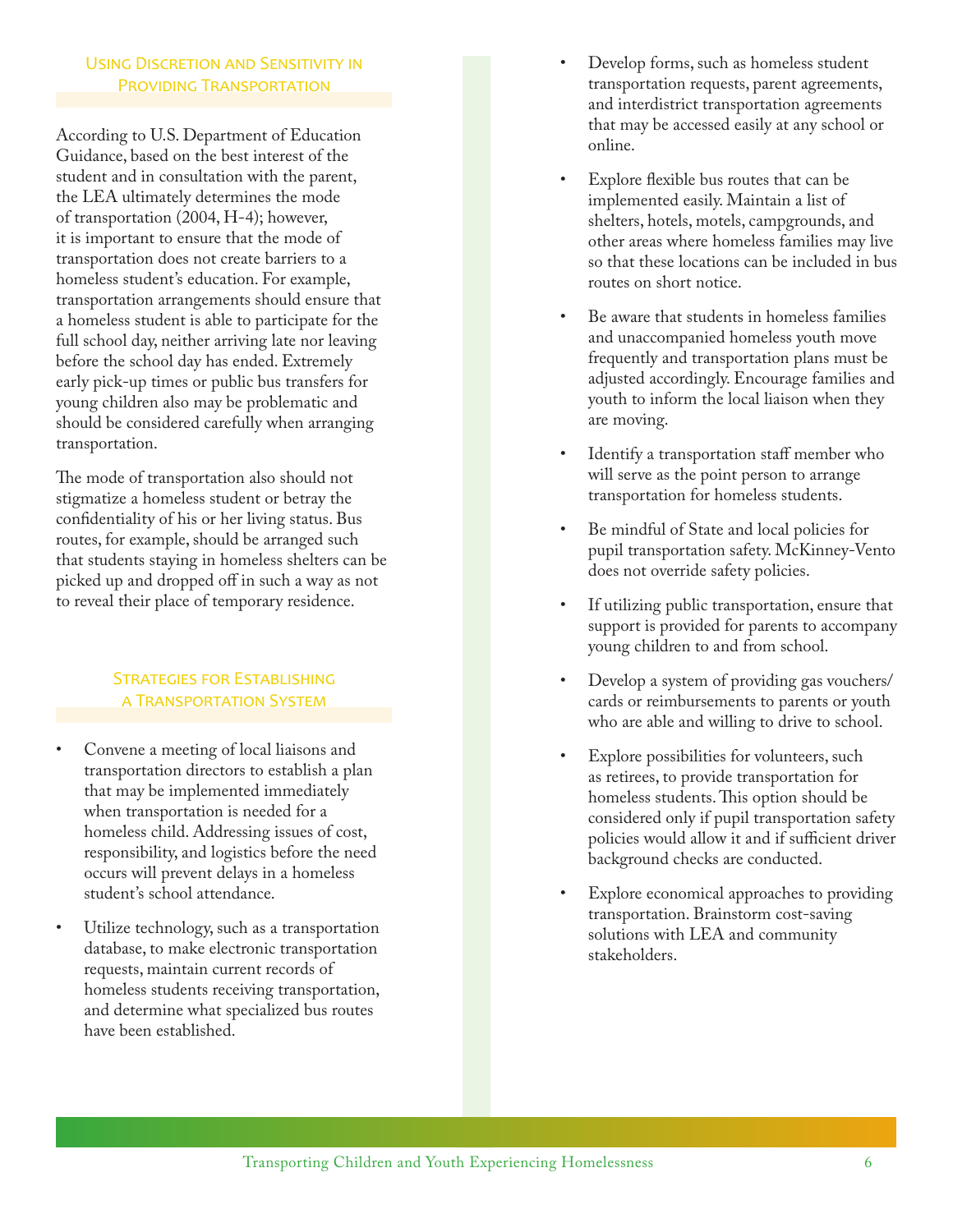## Using Discretion and Sensitivity in Providing Transportation

According to U.S. Department of Education Guidance, based on the best interest of the student and in consultation with the parent, the LEA ultimately determines the mode of transportation (2004, H-4); however, it is important to ensure that the mode of transportation does not create barriers to a homeless student's education. For example, transportation arrangements should ensure that a homeless student is able to participate for the full school day, neither arriving late nor leaving before the school day has ended. Extremely early pick-up times or public bus transfers for young children also may be problematic and should be considered carefully when arranging transportation.

The mode of transportation also should not stigmatize a homeless student or betray the confidentiality of his or her living status. Bus routes, for example, should be arranged such that students staying in homeless shelters can be picked up and dropped off in such a way as not to reveal their place of temporary residence.

## Strategies for Establishing a Transportation System

- Convene a meeting of local liaisons and transportation directors to establish a plan that may be implemented immediately when transportation is needed for a homeless child. Addressing issues of cost, responsibility, and logistics before the need occurs will prevent delays in a homeless student's school attendance.
- Utilize technology, such as a transportation database, to make electronic transportation requests, maintain current records of homeless students receiving transportation, and determine what specialized bus routes have been established.
- Develop forms, such as homeless student transportation requests, parent agreements, and interdistrict transportation agreements that may be accessed easily at any school or online.
- Explore flexible bus routes that can be implemented easily. Maintain a list of shelters, hotels, motels, campgrounds, and other areas where homeless families may live so that these locations can be included in bus routes on short notice.
- Be aware that students in homeless families and unaccompanied homeless youth move frequently and transportation plans must be adjusted accordingly. Encourage families and youth to inform the local liaison when they are moving.
- Identify a transportation staff member who will serve as the point person to arrange transportation for homeless students.
- Be mindful of State and local policies for pupil transportation safety. McKinney-Vento does not override safety policies.
- If utilizing public transportation, ensure that support is provided for parents to accompany young children to and from school.
- Develop a system of providing gas vouchers/cards or reimbursements to parents or youth who are able and willing to drive to school.
- Explore possibilities for volunteers, such as retirees, to provide transportation for homeless students. This option should be considered only if pupil transportation safety policies would allow it and if sufficient driver background checks are conducted.
- Explore economical approaches to providing transportation. Brainstorm cost-saving solutions with LEA and community stakeholders.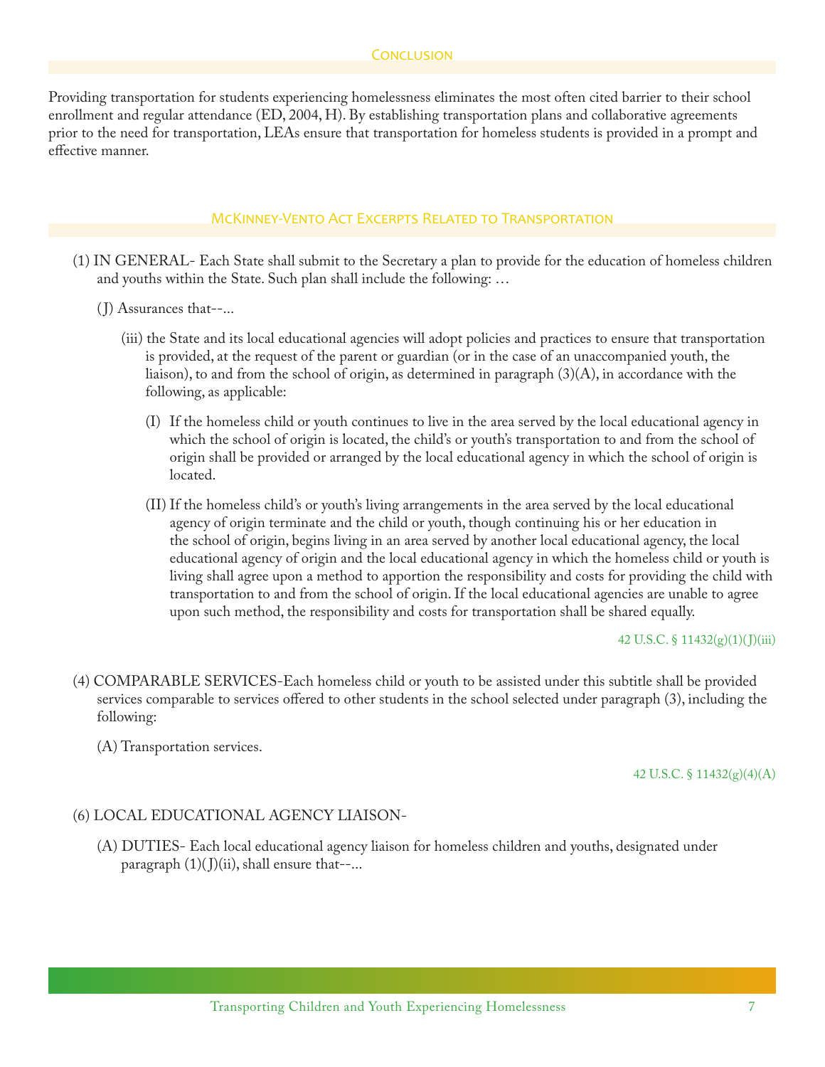## Conclusion

Providing transportation for students experiencing homelessness eliminates the most often cited barrier to their school enrollment and regular attendance (ED, 2004, H). By establishing transportation plans and collaborative agreements prior to the need for transportation, LEAs ensure that transportation for homeless students is provided in a prompt and effective manner.

## McKinney-Vento Act Excerpts Related to Transportation

(1) IN GENERAL- Each State shall submit to the Secretary a plan to provide for the education of homeless children and youths within the State. Such plan shall include the following: …

(J) Assurances that--...

(iii) the State and its local educational agencies will adopt policies and practices to ensure that transportation is provided, at the request of the parent or guardian (or in the case of an unaccompanied youth, the liaison), to and from the school of origin, as determined in paragraph (3)(A), in accordance with the following, as applicable:

(I) If the homeless child or youth continues to live in the area served by the local educational agency in which the school of origin is located, the child's or youth's transportation to and from the school of origin shall be provided or arranged by the local educational agency in which the school of origin is located.

(II) If the homeless child's or youth's living arrangements in the area served by the local educational agency of origin terminate and the child or youth, though continuing his or her education in the school of origin, begins living in an area served by another local educational agency, the local educational agency of origin and the local educational agency in which the homeless child or youth is living shall agree upon a method to apportion the responsibility and costs for providing the child with transportation to and from the school of origin. If the local educational agencies are unable to agree upon such method, the responsibility and costs for transportation shall be shared equally.

42 U.S.C. § 11432(g)(1)(J)(iii)

(4) COMPARABLE SERVICES-Each homeless child or youth to be assisted under this subtitle shall be provided services comparable to services offered to other students in the school selected under paragraph (3), including the following:

(A) Transportation services.

42 U.S.C. § 11432(g)(4)(A)

(6) LOCAL EDUCATIONAL AGENCY LIAISON-

(A) DUTIES- Each local educational agency liaison for homeless children and youths, designated under paragraph (1)(J)(ii), shall ensure that--...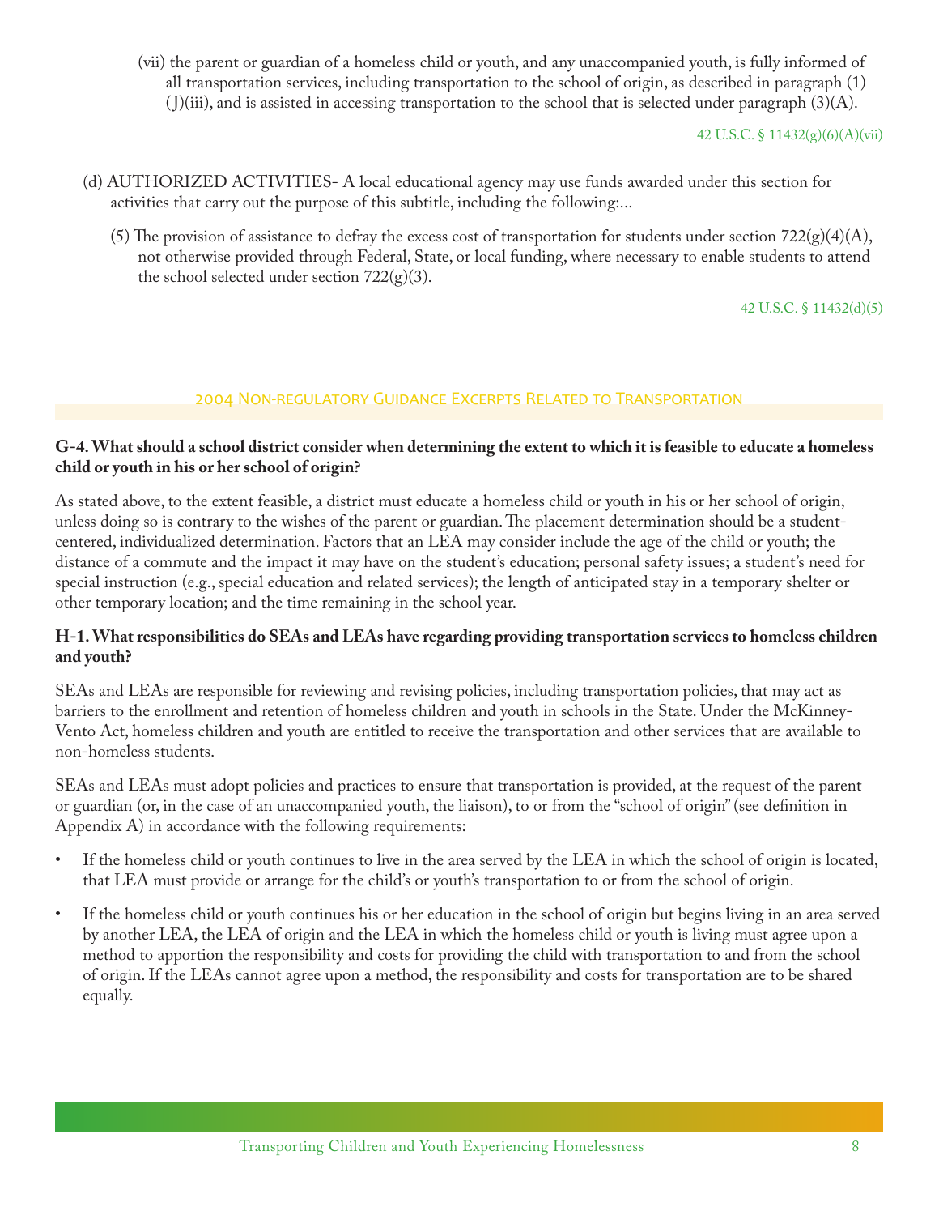(vii) the parent or guardian of a homeless child or youth, and any unaccompanied youth, is fully informed of all transportation services, including transportation to the school of origin, as described in paragraph (1)(J)(iii), and is assisted in accessing transportation to the school that is selected under paragraph (3)(A).

42 U.S.C. § 11432(g)(6)(A)(vii)

(d) AUTHORIZED ACTIVITIES- A local educational agency may use funds awarded under this section for activities that carry out the purpose of this subtitle, including the following:...

(5) The provision of assistance to defray the excess cost of transportation for students under section 722(g)(4)(A), not otherwise provided through Federal, State, or local funding, where necessary to enable students to attend the school selected under section 722(g)(3).

42 U.S.C. § 11432(d)(5)

## 2004 Non-regulatory Guidance Excerpts Related to Transportation

**G-4. What should a school district consider when determining the extent to which it is feasible to educate a homeless child or youth in his or her school of origin?**

As stated above, to the extent feasible, a district must educate a homeless child or youth in his or her school of origin, unless doing so is contrary to the wishes of the parent or guardian. The placement determination should be a student-centered, individualized determination. Factors that an LEA may consider include the age of the child or youth; the distance of a commute and the impact it may have on the student's education; personal safety issues; a student's need for special instruction (e.g., special education and related services); the length of anticipated stay in a temporary shelter or other temporary location; and the time remaining in the school year.

**H-1. What responsibilities do SEAs and LEAs have regarding providing transportation services to homeless children and youth?**

SEAs and LEAs are responsible for reviewing and revising policies, including transportation policies, that may act as barriers to the enrollment and retention of homeless children and youth in schools in the State. Under the McKinney-Vento Act, homeless children and youth are entitled to receive the transportation and other services that are available to non-homeless students.

SEAs and LEAs must adopt policies and practices to ensure that transportation is provided, at the request of the parent or guardian (or, in the case of an unaccompanied youth, the liaison), to or from the "school of origin" (see definition in Appendix A) in accordance with the following requirements:

- If the homeless child or youth continues to live in the area served by the LEA in which the school of origin is located, that LEA must provide or arrange for the child's or youth's transportation to or from the school of origin.
- If the homeless child or youth continues his or her education in the school of origin but begins living in an area served by another LEA, the LEA of origin and the LEA in which the homeless child or youth is living must agree upon a method to apportion the responsibility and costs for providing the child with transportation to and from the school of origin. If the LEAs cannot agree upon a method, the responsibility and costs for transportation are to be shared equally.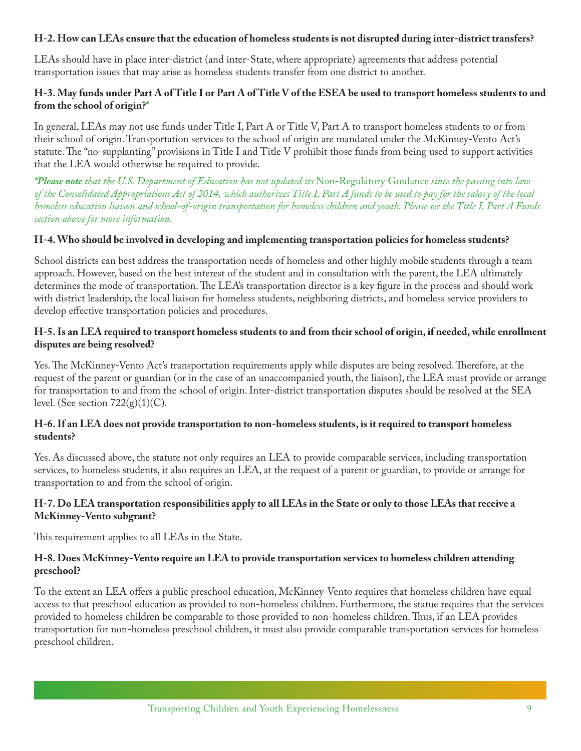**H-2. How can LEAs ensure that the education of homeless students is not disrupted during inter-district transfers?**

LEAs should have in place inter-district (and inter-State, where appropriate) agreements that address potential transportation issues that may arise as homeless students transfer from one district to another.

**H-3. May funds under Part A of Title I or Part A of Title V of the ESEA be used to transport homeless students to and from the school of origin?***

In general, LEAs may not use funds under Title I, Part A or Title V, Part A to transport homeless students to or from their school of origin. Transportation services to the school of origin are mandated under the McKinney-Vento Act's statute. The "no-supplanting" provisions in Title I and Title V prohibit those funds from being used to support activities that the LEA would otherwise be required to provide.

***Please note** *that the U.S. Department of Education has not updated its* Non-Regulatory Guidance *since the passing into law of the Consolidated Appropriations Act of 2014, which authorizes Title I, Part A funds to be used to pay for the salary of the local homeless education liaison and school-of-origin transportation for homeless children and youth. Please see the Title I, Part A Funds section above for more information.*

**H-4. Who should be involved in developing and implementing transportation policies for homeless students?**

School districts can best address the transportation needs of homeless and other highly mobile students through a team approach. However, based on the best interest of the student and in consultation with the parent, the LEA ultimately determines the mode of transportation. The LEA's transportation director is a key figure in the process and should work with district leadership, the local liaison for homeless students, neighboring districts, and homeless service providers to develop effective transportation policies and procedures.

**H-5. Is an LEA required to transport homeless students to and from their school of origin, if needed, while enrollment disputes are being resolved?**

Yes. The McKinney-Vento Act's transportation requirements apply while disputes are being resolved. Therefore, at the request of the parent or guardian (or in the case of an unaccompanied youth, the liaison), the LEA must provide or arrange for transportation to and from the school of origin. Inter-district transportation disputes should be resolved at the SEA level. (See section 722(g)(1)(C).

**H-6. If an LEA does not provide transportation to non-homeless students, is it required to transport homeless students?**

Yes. As discussed above, the statute not only requires an LEA to provide comparable services, including transportation services, to homeless students, it also requires an LEA, at the request of a parent or guardian, to provide or arrange for transportation to and from the school of origin.

**H-7. Do LEA transportation responsibilities apply to all LEAs in the State or only to those LEAs that receive a McKinney-Vento subgrant?**

This requirement applies to all LEAs in the State.

**H-8. Does McKinney-Vento require an LEA to provide transportation services to homeless children attending preschool?**

To the extent an LEA offers a public preschool education, McKinney-Vento requires that homeless children have equal access to that preschool education as provided to non-homeless children. Furthermore, the statue requires that the services provided to homeless children be comparable to those provided to non-homeless children. Thus, if an LEA provides transportation for non-homeless preschool children, it must also provide comparable transportation services for homeless preschool children.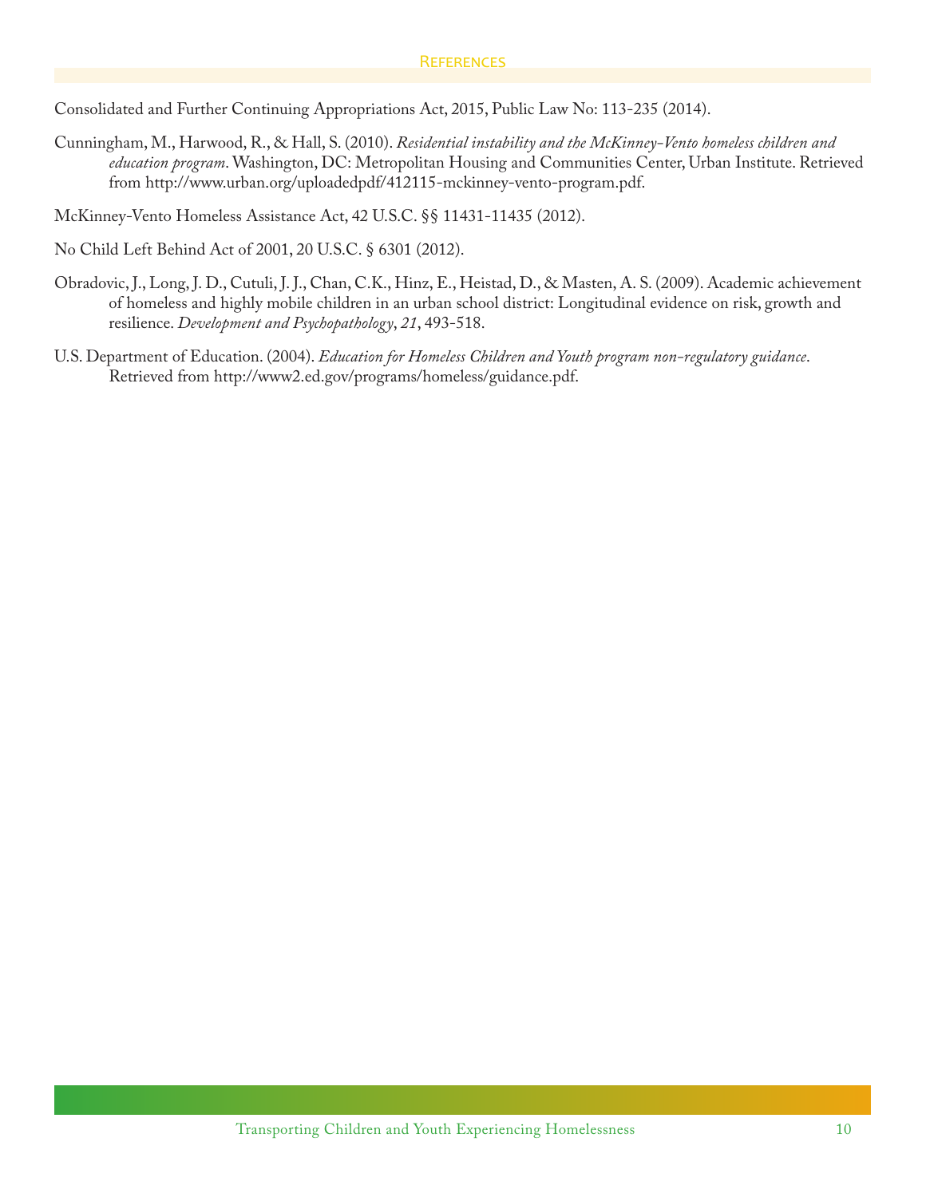## References

Consolidated and Further Continuing Appropriations Act, 2015, Public Law No: 113-235 (2014).

Cunningham, M., Harwood, R., & Hall, S. (2010). *Residential instability and the McKinney-Vento homeless children and education program*. Washington, DC: Metropolitan Housing and Communities Center, Urban Institute. Retrieved from http://www.urban.org/uploadedpdf/412115-mckinney-vento-program.pdf.

McKinney-Vento Homeless Assistance Act, 42 U.S.C. §§ 11431-11435 (2012).

No Child Left Behind Act of 2001, 20 U.S.C. § 6301 (2012).

Obradovic, J., Long, J. D., Cutuli, J. J., Chan, C.K., Hinz, E., Heistad, D., & Masten, A. S. (2009). Academic achievement of homeless and highly mobile children in an urban school district: Longitudinal evidence on risk, growth and resilience. *Development and Psychopathology*, *21*, 493-518.

U.S. Department of Education. (2004). *Education for Homeless Children and Youth program non-regulatory guidance*. Retrieved from http://www2.ed.gov/programs/homeless/guidance.pdf.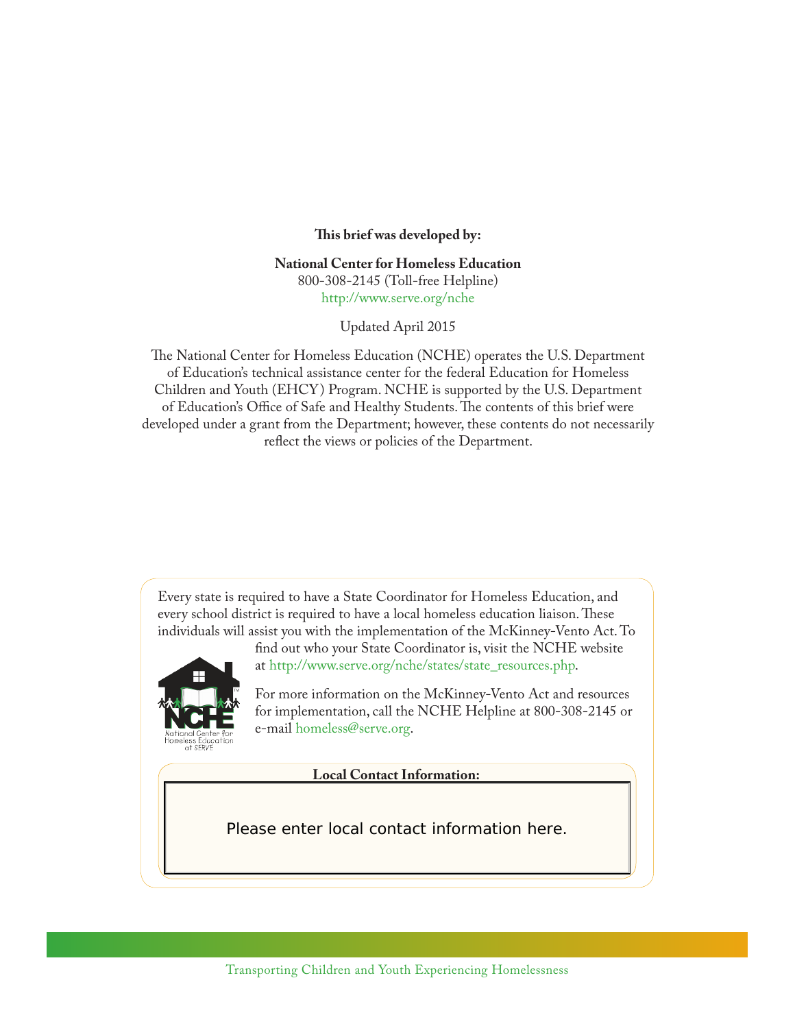**This brief was developed by:**

**National Center for Homeless Education**
800-308-2145 (Toll-free Helpline)
http://www.serve.org/nche

Updated April 2015

The National Center for Homeless Education (NCHE) operates the U.S. Department of Education's technical assistance center for the federal Education for Homeless Children and Youth (EHCY) Program. NCHE is supported by the U.S. Department of Education's Office of Safe and Healthy Students. The contents of this brief were developed under a grant from the Department; however, these contents do not necessarily reflect the views or policies of the Department.

Every state is required to have a State Coordinator for Homeless Education, and every school district is required to have a local homeless education liaison. These individuals will assist you with the implementation of the McKinney-Vento Act. To find out who your State Coordinator is, visit the NCHE website at http://www.serve.org/nche/states/state_resources.php.

NCHE
National Center for Homeless Education at SERVE

For more information on the McKinney-Vento Act and resources for implementation, call the NCHE Helpline at 800-308-2145 or e-mail homeless@serve.org.

**Local Contact Information:**

Please enter local contact information here.

Transporting Children and Youth Experiencing Homelessness